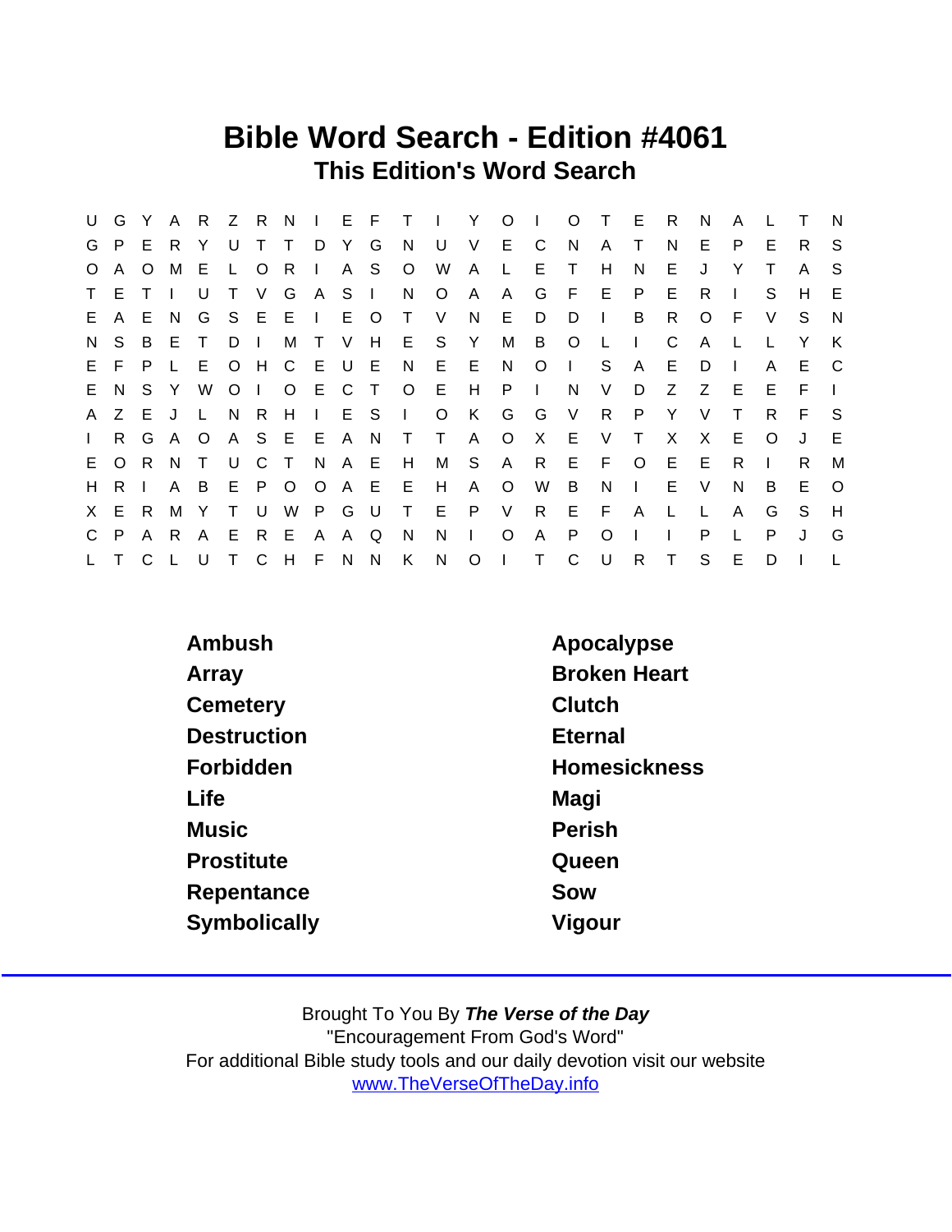# Bible Word Search - Edition #4061

## This Edition's Word Search

```
U G Y A R Z R N I E F T I Y O I O T E R N A L T N
G P E R Y U T T D Y G N U V E C N A T N E P E R S
O A O M E L O R I A S O W A L E T H N E J Y T A S
T E T I U T V G A S I N O A A G F E P E R I S H E
E A E N G S E E I E O T V N E D D I B R O F V S N
N S B E T D I M T V H E S Y M B O L I C A L L Y K
E F P L E O H C E U E N E E N O I S A E D I A E C
E N S Y W O I O E C T O E H P I N V D Z Z E E F I
A Z E J L N R H I E S I O K G G V R P Y V T R F S
I R G A O A S E E A N T T A O X E V T X X E O J E
E O R N T U C T N A E H M S A R E F O E E R I R M
H R I A B E P O O A E E H A O W B N I E V N B E O
X E R M Y T U W P G U T E P V R E F A L L A G S H
C P A R A E R E A A Q N N I O A P O I I P L P J G
L T C L U T C H F N N K N O I T C U R T S E D I L
```

Ambush

Array

Cemetery

Destruction

Forbidden

Life

Music

Prostitute

Repentance

Symbolically

Apocalypse

Broken Heart

Clutch

Eternal

Homesickness

Magi

Perish

Queen

Sow

Vigour

Brought To You By ***The Verse of the Day***

"Encouragement From God's Word"

For additional Bible study tools and our daily devotion visit our website

www.TheVerseOfTheDay.info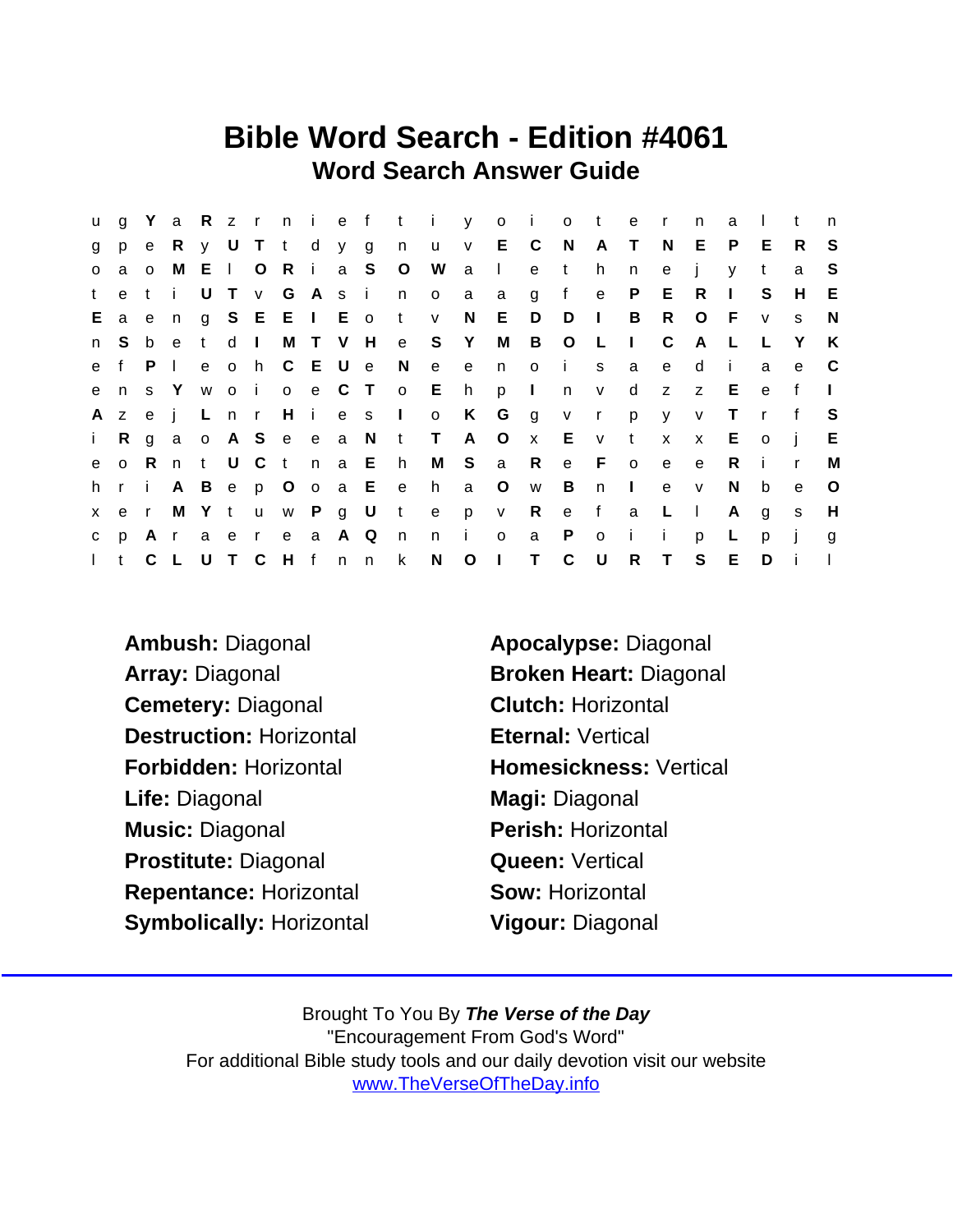# Bible Word Search - Edition #4061

## Word Search Answer Guide

```
u g Y a R z r n i e f t i y o i o t e r n a l t n
g p e R y U T t d y g n u v E C N A T N E P E R S
o a o M E l O R i a S O W a l e t h n e j y t a S
t e t i U T v G A s i n o a a g f e P E R I S H E
E a e n g S E E I E o t v N E D D I B R O F v s N
n S b e t d I M T V H e S Y M B O L I C A L L Y K
e f P l e o h C E U e N e e n o i s a e d i a e C
e n s Y w o i o e C T o E h p I n v d z z E e f I
A z e j L n r H i e s I o K G g v r p y v T r f S
i R g a o A S e e a N t T A O x E v t x x E o j E
e o R n t U C t n a E h M S a R e F o e e R i r M
h r i A B e p O o a E e h a O w B n I e v N b e O
x e r M Y t u w P g U t e p v R e f a L l A g s H
c p A r a e r e a A Q n n i o a P o i i p L p j g
l t C L U T C H f n n k N O I T C U R T S E D i l
```

**Ambush:** Diagonal

**Array:** Diagonal

**Cemetery:** Diagonal

**Destruction:** Horizontal

**Forbidden:** Horizontal

**Life:** Diagonal

**Music:** Diagonal

**Prostitute:** Diagonal

**Repentance:** Horizontal

**Symbolically:** Horizontal

**Apocalypse:** Diagonal

**Broken Heart:** Diagonal

**Clutch:** Horizontal

**Eternal:** Vertical

**Homesickness:** Vertical

**Magi:** Diagonal

**Perish:** Horizontal

**Queen:** Vertical

**Sow:** Horizontal

**Vigour:** Diagonal

Brought To You By ***The Verse of the Day***

"Encouragement From God's Word"

For additional Bible study tools and our daily devotion visit our website

www.TheVerseOfTheDay.info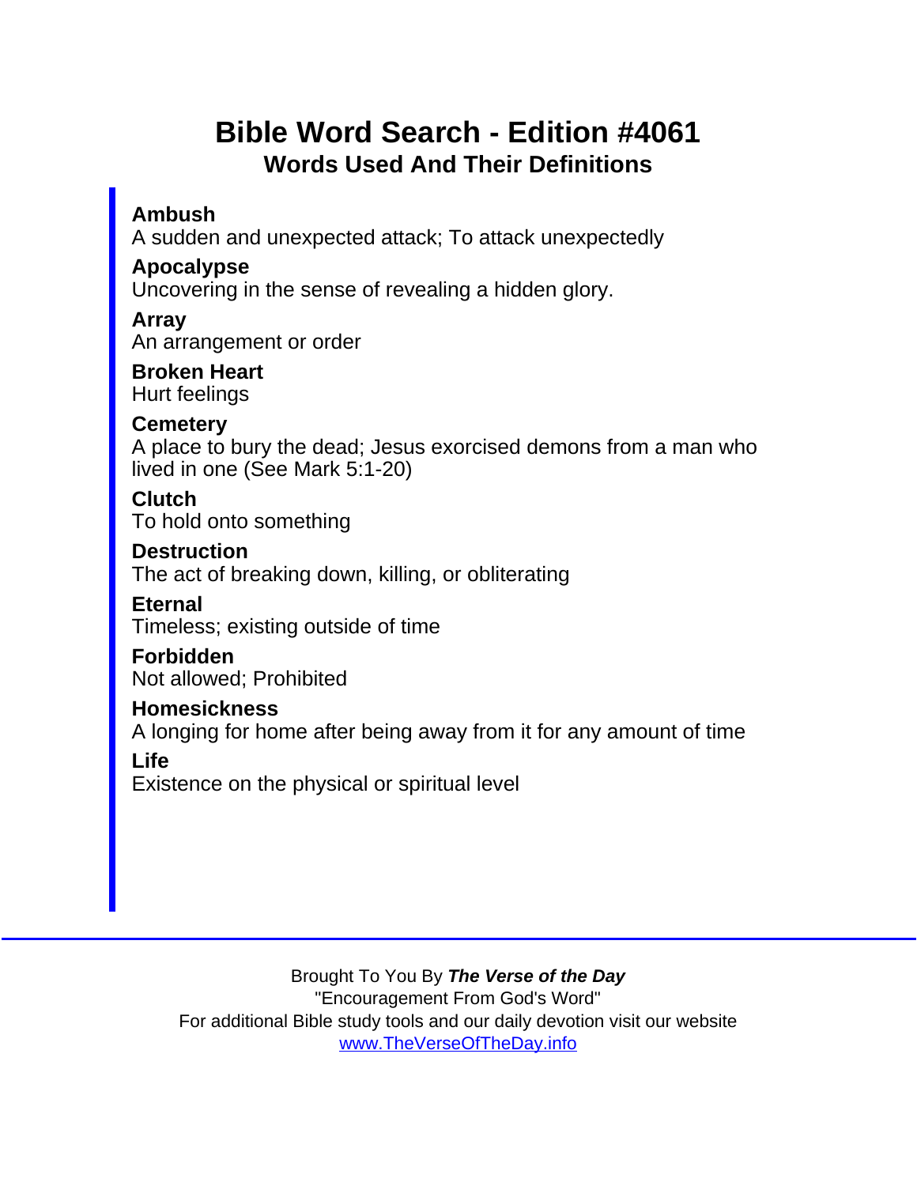# Bible Word Search - Edition #4061

## Words Used And Their Definitions

**Ambush**
A sudden and unexpected attack; To attack unexpectedly

**Apocalypse**
Uncovering in the sense of revealing a hidden glory.

**Array**
An arrangement or order

**Broken Heart**
Hurt feelings

**Cemetery**
A place to bury the dead; Jesus exorcised demons from a man who lived in one (See Mark 5:1-20)

**Clutch**
To hold onto something

**Destruction**
The act of breaking down, killing, or obliterating

**Eternal**
Timeless; existing outside of time

**Forbidden**
Not allowed; Prohibited

**Homesickness**
A longing for home after being away from it for any amount of time

**Life**
Existence on the physical or spiritual level

---

Brought To You By ***The Verse of the Day***
"Encouragement From God's Word"
For additional Bible study tools and our daily devotion visit our website
www.TheVerseOfTheDay.info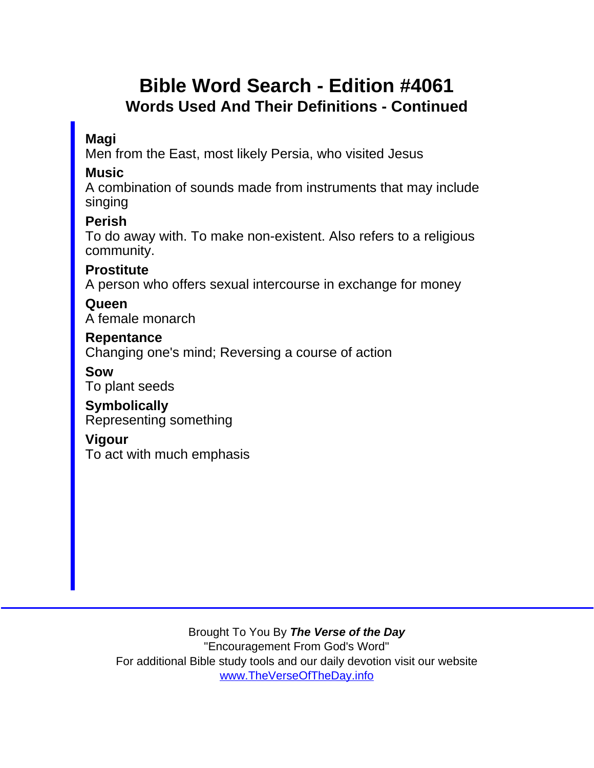# Bible Word Search - Edition #4061

## Words Used And Their Definitions - Continued

**Magi**
Men from the East, most likely Persia, who visited Jesus

**Music**
A combination of sounds made from instruments that may include singing

**Perish**
To do away with. To make non-existent. Also refers to a religious community.

**Prostitute**
A person who offers sexual intercourse in exchange for money

**Queen**
A female monarch

**Repentance**
Changing one's mind; Reversing a course of action

**Sow**
To plant seeds

**Symbolically**
Representing something

**Vigour**
To act with much emphasis

---

Brought To You By ***The Verse of the Day***
"Encouragement From God's Word"
For additional Bible study tools and our daily devotion visit our website
www.TheVerseOfTheDay.info